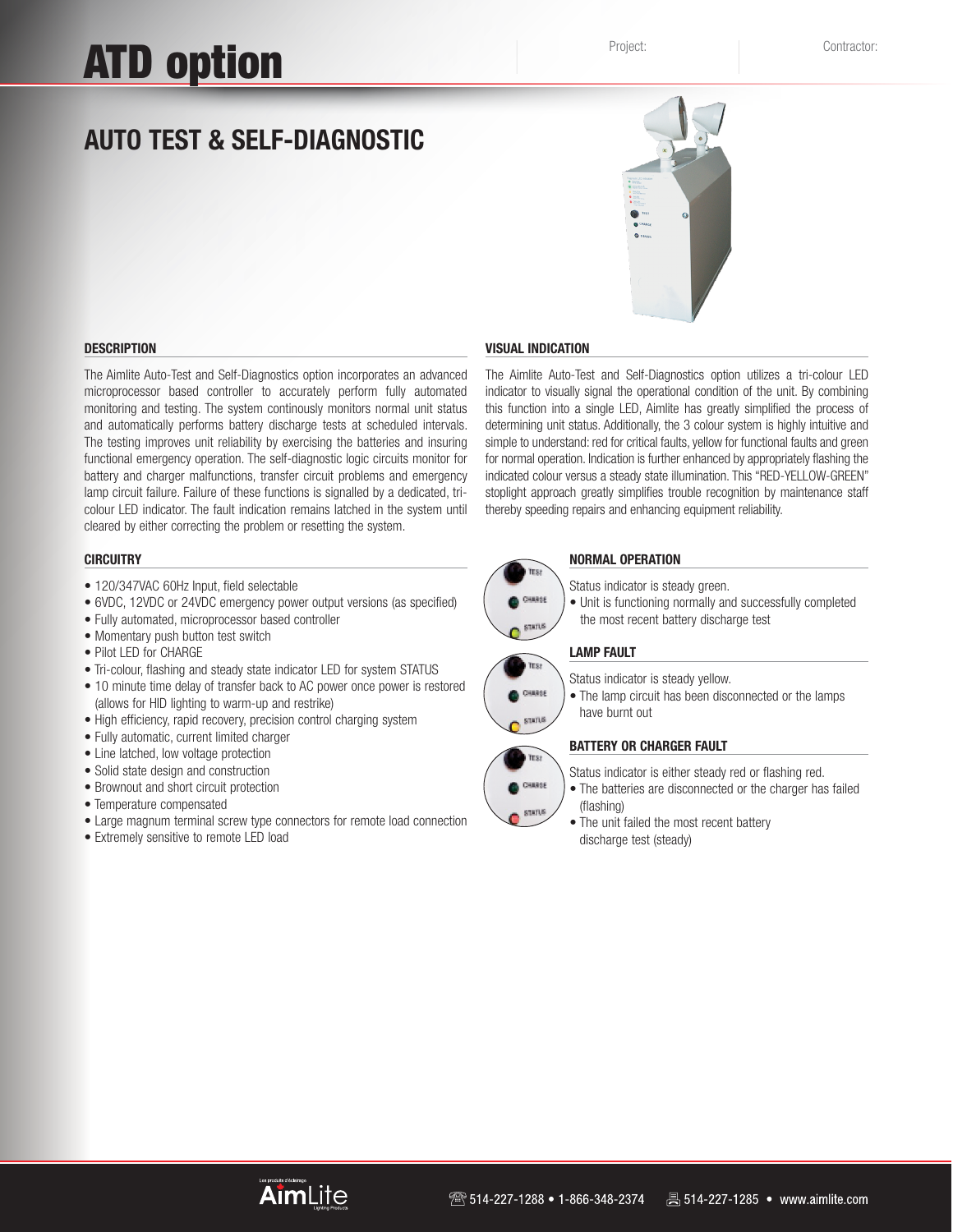# ATD option

Project:

Contractor:

## AUTO TEST & SELF-DIAGNOSTIC

### DESCRIPTION

The Aimlite Auto-Test and Self-Diagnostics option incorporates an advanced microprocessor based controller to accurately perform fully automated monitoring and testing. The system continously monitors normal unit status and automatically performs battery discharge tests at scheduled intervals. The testing improves unit reliability by exercising the batteries and insuring functional emergency operation. The self-diagnostic logic circuits monitor for battery and charger malfunctions, transfer circuit problems and emergency lamp circuit failure. Failure of these functions is signalled by a dedicated, tri-colour LED indicator. The fault indication remains latched in the system until cleared by either correcting the problem or resetting the system.

### CIRCUITRY

- 120/347VAC 60Hz Input, field selectable
- 6VDC, 12VDC or 24VDC emergency power output versions (as specified)
- Fully automated, microprocessor based controller
- Momentary push button test switch
- Pilot LED for CHARGE
- Tri-colour, flashing and steady state indicator LED for system STATUS
- 10 minute time delay of transfer back to AC power once power is restored (allows for HID lighting to warm-up and restrike)
- High efficiency, rapid recovery, precision control charging system
- Fully automatic, current limited charger
- Line latched, low voltage protection
- Solid state design and construction
- Brownout and short circuit protection
- Temperature compensated
- Large magnum terminal screw type connectors for remote load connection
- Extremely sensitive to remote LED load

### VISUAL INDICATION

The Aimlite Auto-Test and Self-Diagnostics option utilizes a tri-colour LED indicator to visually signal the operational condition of the unit. By combining this function into a single LED, Aimlite has greatly simplified the process of determining unit status. Additionally, the 3 colour system is highly intuitive and simple to understand: red for critical faults, yellow for functional faults and green for normal operation. Indication is further enhanced by appropriately flashing the indicated colour versus a steady state illumination. This "RED-YELLOW-GREEN" stoplight approach greatly simplifies trouble recognition by maintenance staff thereby speeding repairs and enhancing equipment reliability.

### NORMAL OPERATION

Status indicator is steady green.

- Unit is functioning normally and successfully completed the most recent battery discharge test

### LAMP FAULT

Status indicator is steady yellow.

- The lamp circuit has been disconnected or the lamps have burnt out

### BATTERY OR CHARGER FAULT

Status indicator is either steady red or flashing red.

- The batteries are disconnected or the charger has failed (flashing)
- The unit failed the most recent battery discharge test (steady)

514-227-1288 • 1-866-348-2374 514-227-1285 • www.aimlite.com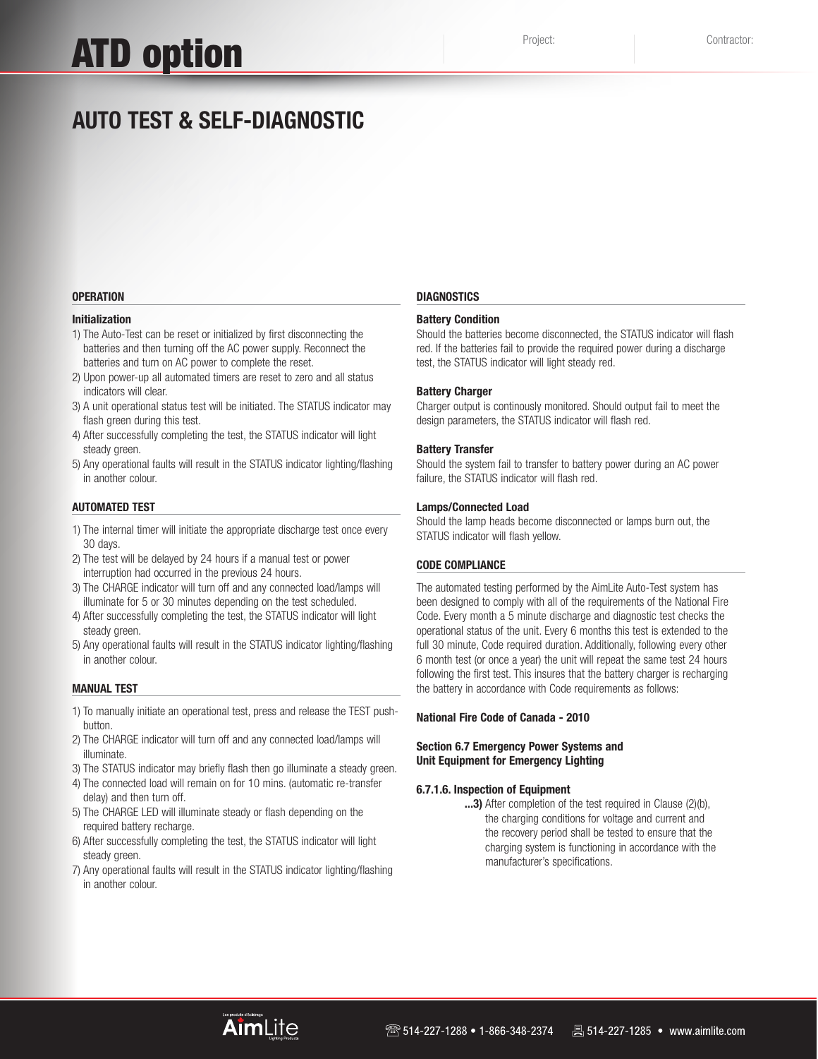# ATD option

Project: Contractor:

## AUTO TEST & SELF-DIAGNOSTIC

### OPERATION

**Initialization**

1) The Auto-Test can be reset or initialized by first disconnecting the batteries and then turning off the AC power supply. Reconnect the batteries and turn on AC power to complete the reset.
2) Upon power-up all automated timers are reset to zero and all status indicators will clear.
3) A unit operational status test will be initiated. The STATUS indicator may flash green during this test.
4) After successfully completing the test, the STATUS indicator will light steady green.
5) Any operational faults will result in the STATUS indicator lighting/flashing in another colour.

### AUTOMATED TEST

1) The internal timer will initiate the appropriate discharge test once every 30 days.
2) The test will be delayed by 24 hours if a manual test or power interruption had occurred in the previous 24 hours.
3) The CHARGE indicator will turn off and any connected load/lamps will illuminate for 5 or 30 minutes depending on the test scheduled.
4) After successfully completing the test, the STATUS indicator will light steady green.
5) Any operational faults will result in the STATUS indicator lighting/flashing in another colour.

### MANUAL TEST

1) To manually initiate an operational test, press and release the TEST push-button.
2) The CHARGE indicator will turn off and any connected load/lamps will illuminate.
3) The STATUS indicator may briefly flash then go illuminate a steady green.
4) The connected load will remain on for 10 mins. (automatic re-transfer delay) and then turn off.
5) The CHARGE LED will illuminate steady or flash depending on the required battery recharge.
6) After successfully completing the test, the STATUS indicator will light steady green.
7) Any operational faults will result in the STATUS indicator lighting/flashing in another colour.

### DIAGNOSTICS

**Battery Condition**

Should the batteries become disconnected, the STATUS indicator will flash red. If the batteries fail to provide the required power during a discharge test, the STATUS indicator will light steady red.

**Battery Charger**

Charger output is continously monitored. Should output fail to meet the design parameters, the STATUS indicator will flash red.

**Battery Transfer**

Should the system fail to transfer to battery power during an AC power failure, the STATUS indicator will flash red.

**Lamps/Connected Load**

Should the lamp heads become disconnected or lamps burn out, the STATUS indicator will flash yellow.

### CODE COMPLIANCE

The automated testing performed by the AimLite Auto-Test system has been designed to comply with all of the requirements of the National Fire Code. Every month a 5 minute discharge and diagnostic test checks the operational status of the unit. Every 6 months this test is extended to the full 30 minute, Code required duration. Additionally, following every other 6 month test (or once a year) the unit will repeat the same test 24 hours following the first test. This insures that the battery charger is recharging the battery in accordance with Code requirements as follows:

**National Fire Code of Canada - 2010**

**Section 6.7 Emergency Power Systems and Unit Equipment for Emergency Lighting**

**6.7.1.6. Inspection of Equipment**

**...3)** After completion of the test required in Clause (2)(b), the charging conditions for voltage and current and the recovery period shall be tested to ensure that the charging system is functioning in accordance with the manufacturer's specifications.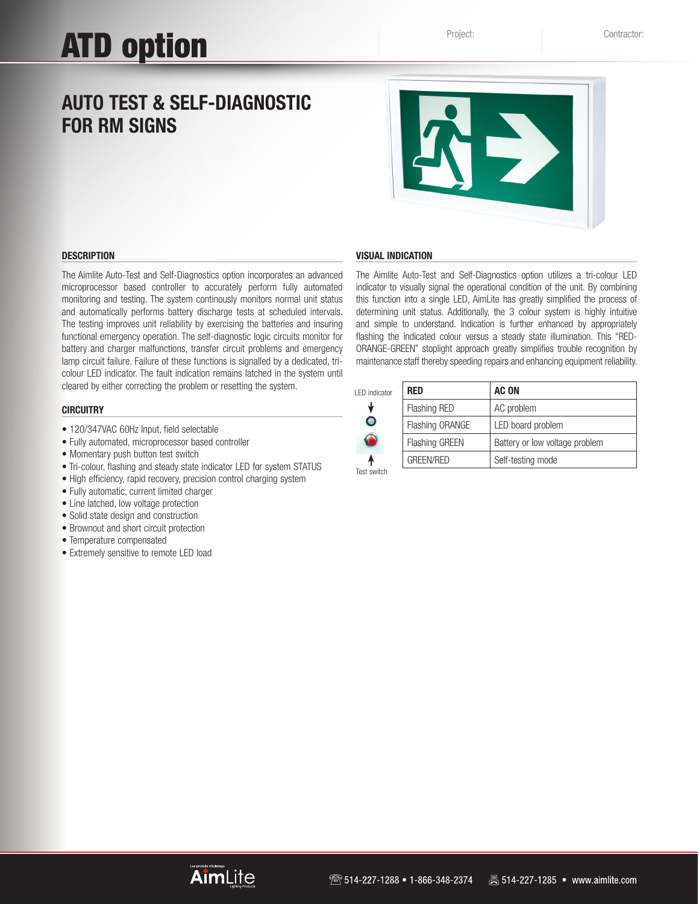# ATD option

Project:

Contractor:

## AUTO TEST & SELF-DIAGNOSTIC FOR RM SIGNS

### DESCRIPTION

The Aimlite Auto-Test and Self-Diagnostics option incorporates an advanced microprocessor based controller to accurately perform fully automated monitoring and testing. The system continously monitors normal unit status and automatically performs battery discharge tests at scheduled intervals. The testing improves unit reliability by exercising the batteries and insuring functional emergency operation. The self-diagnostic logic circuits monitor for battery and charger malfunctions, transfer circuit problems and emergency lamp circuit failure. Failure of these functions is signalled by a dedicated, tri-colour LED indicator. The fault indication remains latched in the system until cleared by either correcting the problem or resetting the system.

### CIRCUITRY

- 120/347VAC 60Hz Input, field selectable
- Fully automated, microprocessor based controller
- Momentary push button test switch
- Tri-colour, flashing and steady state indicator LED for system STATUS
- High efficiency, rapid recovery, precision control charging system
- Fully automatic, current limited charger
- Line latched, low voltage protection
- Solid state design and construction
- Brownout and short circuit protection
- Temperature compensated
- Extremely sensitive to remote LED load

### VISUAL INDICATION

The Aimlite Auto-Test and Self-Diagnostics option utilizes a tri-colour LED indicator to visually signal the operational condition of the unit. By combining this function into a single LED, AimLite has greatly simplified the process of determining unit status. Additionally, the 3 colour system is highly intuitive and simple to understand. Indication is further enhanced by appropriately flashing the indicated colour versus a steady state illumination. This "RED-ORANGE-GREEN" stoplight approach greatly simplifies trouble recognition by maintenance staff thereby speeding repairs and enhancing equipment reliability.

LED indicator

Test switch

| RED | AC ON |
|---|---|
| Flashing RED | AC problem |
| Flashing ORANGE | LED board problem |
| Flashing GREEN | Battery or low voltage problem |
| GREEN/RED | Self-testing mode |

Les produits d'éclairage AimLite Lighting Products

514-227-1288 • 1-866-348-2374 514-227-1285 • www.aimlite.com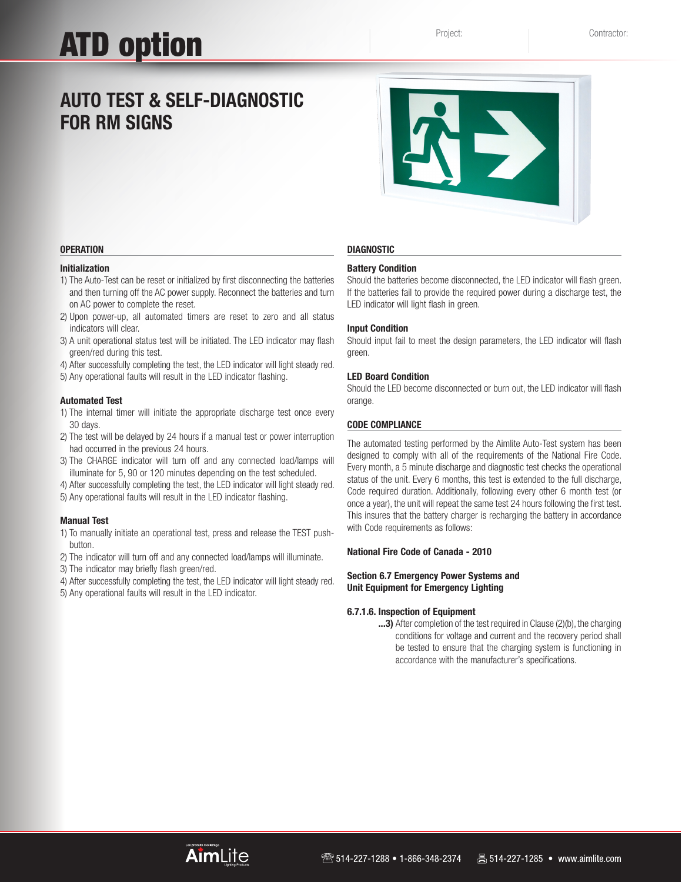# ATD option

Project: Contractor:

## AUTO TEST & SELF-DIAGNOSTIC FOR RM SIGNS

### OPERATION

**Initialization**

1) The Auto-Test can be reset or initialized by first disconnecting the batteries and then turning off the AC power supply. Reconnect the batteries and turn on AC power to complete the reset.
2) Upon power-up, all automated timers are reset to zero and all status indicators will clear.
3) A unit operational status test will be initiated. The LED indicator may flash green/red during this test.
4) After successfully completing the test, the LED indicator will light steady red.
5) Any operational faults will result in the LED indicator flashing.

**Automated Test**

1) The internal timer will initiate the appropriate discharge test once every 30 days.
2) The test will be delayed by 24 hours if a manual test or power interruption had occurred in the previous 24 hours.
3) The CHARGE indicator will turn off and any connected load/lamps will illuminate for 5, 90 or 120 minutes depending on the test scheduled.
4) After successfully completing the test, the LED indicator will light steady red.
5) Any operational faults will result in the LED indicator flashing.

**Manual Test**

1) To manually initiate an operational test, press and release the TEST push-button.
2) The indicator will turn off and any connected load/lamps will illuminate.
3) The indicator may briefly flash green/red.
4) After successfully completing the test, the LED indicator will light steady red.
5) Any operational faults will result in the LED indicator.

### DIAGNOSTIC

**Battery Condition**

Should the batteries become disconnected, the LED indicator will flash green. If the batteries fail to provide the required power during a discharge test, the LED indicator will light flash in green.

**Input Condition**

Should input fail to meet the design parameters, the LED indicator will flash green.

**LED Board Condition**

Should the LED become disconnected or burn out, the LED indicator will flash orange.

### CODE COMPLIANCE

The automated testing performed by the Aimlite Auto-Test system has been designed to comply with all of the requirements of the National Fire Code. Every month, a 5 minute discharge and diagnostic test checks the operational status of the unit. Every 6 months, this test is extended to the full discharge, Code required duration. Additionally, following every other 6 month test (or once a year), the unit will repeat the same test 24 hours following the first test. This insures that the battery charger is recharging the battery in accordance with Code requirements as follows:

**National Fire Code of Canada - 2010**

**Section 6.7 Emergency Power Systems and Unit Equipment for Emergency Lighting**

**6.7.1.6. Inspection of Equipment**

**...3)** After completion of the test required in Clause (2)(b), the charging conditions for voltage and current and the recovery period shall be tested to ensure that the charging system is functioning in accordance with the manufacturer's specifications.

AimLite • 514-227-1288 • 1-866-348-2374 • 514-227-1285 • www.aimlite.com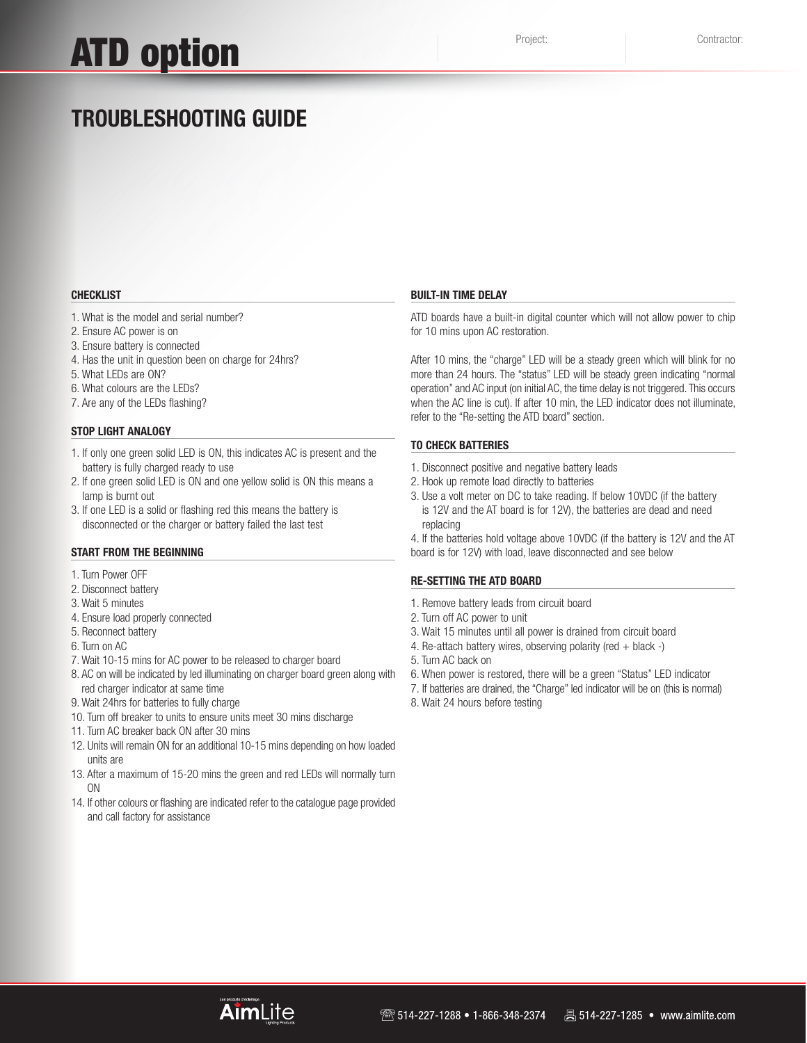# ATD option

Project: Contractor:

## TROUBLESHOOTING GUIDE

### CHECKLIST

1. What is the model and serial number?
2. Ensure AC power is on
3. Ensure battery is connected
4. Has the unit in question been on charge for 24hrs?
5. What LEDs are ON?
6. What colours are the LEDs?
7. Are any of the LEDs flashing?

### STOP LIGHT ANALOGY

1. If only one green solid LED is ON, this indicates AC is present and the battery is fully charged ready to use
2. If one green solid LED is ON and one yellow solid is ON this means a lamp is burnt out
3. If one LED is a solid or flashing red this means the battery is disconnected or the charger or battery failed the last test

### START FROM THE BEGINNING

1. Turn Power OFF
2. Disconnect battery
3. Wait 5 minutes
4. Ensure load properly connected
5. Reconnect battery
6. Turn on AC
7. Wait 10-15 mins for AC power to be released to charger board
8. AC on will be indicated by led illuminating on charger board green along with red charger indicator at same time
9. Wait 24hrs for batteries to fully charge
10. Turn off breaker to units to ensure units meet 30 mins discharge
11. Turn AC breaker back ON after 30 mins
12. Units will remain ON for an additional 10-15 mins depending on how loaded units are
13. After a maximum of 15-20 mins the green and red LEDs will normally turn ON
14. If other colours or flashing are indicated refer to the catalogue page provided and call factory for assistance

### BUILT-IN TIME DELAY

ATD boards have a built-in digital counter which will not allow power to chip for 10 mins upon AC restoration.

After 10 mins, the "charge" LED will be a steady green which will blink for no more than 24 hours. The "status" LED will be steady green indicating "normal operation" and AC input (on initial AC, the time delay is not triggered. This occurs when the AC line is cut). If after 10 min, the LED indicator does not illuminate, refer to the "Re-setting the ATD board" section.

### TO CHECK BATTERIES

1. Disconnect positive and negative battery leads
2. Hook up remote load directly to batteries
3. Use a volt meter on DC to take reading. If below 10VDC (if the battery is 12V and the AT board is for 12V), the batteries are dead and need replacing
4. If the batteries hold voltage above 10VDC (if the battery is 12V and the AT board is for 12V) with load, leave disconnected and see below

### RE-SETTING THE ATD BOARD

1. Remove battery leads from circuit board
2. Turn off AC power to unit
3. Wait 15 minutes until all power is drained from circuit board
4. Re-attach battery wires, observing polarity (red + black -)
5. Turn AC back on
6. When power is restored, there will be a green "Status" LED indicator
7. If batteries are drained, the "Charge" led indicator will be on (this is normal)
8. Wait 24 hours before testing

Les produits d'éclairage AimLite Lighting Products

☎ 514-227-1288 • 1-866-348-2374 514-227-1285 • www.aimlite.com